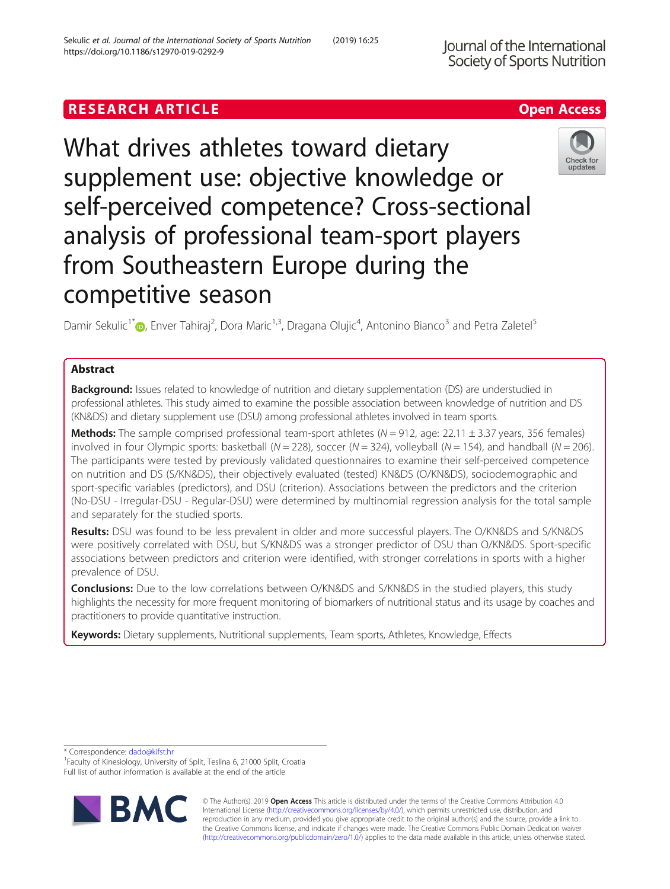RESEARCH ARTICLE

Open Access

# What drives athletes toward dietary supplement use: objective knowledge or self-perceived competence? Cross-sectional analysis of professional team-sport players from Southeastern Europe during the competitive season

Damir Sekulic[1*], Enver Tahiraj[2], Dora Maric[1,3], Dragana Olujic[4], Antonino Bianco[3] and Petra Zaletel[5]

## Abstract

**Background:** Issues related to knowledge of nutrition and dietary supplementation (DS) are understudied in professional athletes. This study aimed to examine the possible association between knowledge of nutrition and DS (KN&DS) and dietary supplement use (DSU) among professional athletes involved in team sports.

**Methods:** The sample comprised professional team-sport athletes ($N = 912$, age: $22.11 \pm 3.37$ years, 356 females) involved in four Olympic sports: basketball ($N = 228$), soccer ($N = 324$), volleyball ($N = 154$), and handball ($N = 206$). The participants were tested by previously validated questionnaires to examine their self-perceived competence on nutrition and DS (S/KN&DS), their objectively evaluated (tested) KN&DS (O/KN&DS), sociodemographic and sport-specific variables (predictors), and DSU (criterion). Associations between the predictors and the criterion (No-DSU - Irregular-DSU - Regular-DSU) were determined by multinomial regression analysis for the total sample and separately for the studied sports.

**Results:** DSU was found to be less prevalent in older and more successful players. The O/KN&DS and S/KN&DS were positively correlated with DSU, but S/KN&DS was a stronger predictor of DSU than O/KN&DS. Sport-specific associations between predictors and criterion were identified, with stronger correlations in sports with a higher prevalence of DSU.

**Conclusions:** Due to the low correlations between O/KN&DS and S/KN&DS in the studied players, this study highlights the necessity for more frequent monitoring of biomarkers of nutritional status and its usage by coaches and practitioners to provide quantitative instruction.

**Keywords:** Dietary supplements, Nutritional supplements, Team sports, Athletes, Knowledge, Effects

---

\* Correspondence: dado@kifst.hr

[1]Faculty of Kinesiology, University of Split, Teslina 6, 21000 Split, Croatia

Full list of author information is available at the end of the article

© The Author(s). 2019 **Open Access** This article is distributed under the terms of the Creative Commons Attribution 4.0 International License (http://creativecommons.org/licenses/by/4.0/), which permits unrestricted use, distribution, and reproduction in any medium, provided you give appropriate credit to the original author(s) and the source, provide a link to the Creative Commons license, and indicate if changes were made. The Creative Commons Public Domain Dedication waiver (http://creativecommons.org/publicdomain/zero/1.0/) applies to the data made available in this article, unless otherwise stated.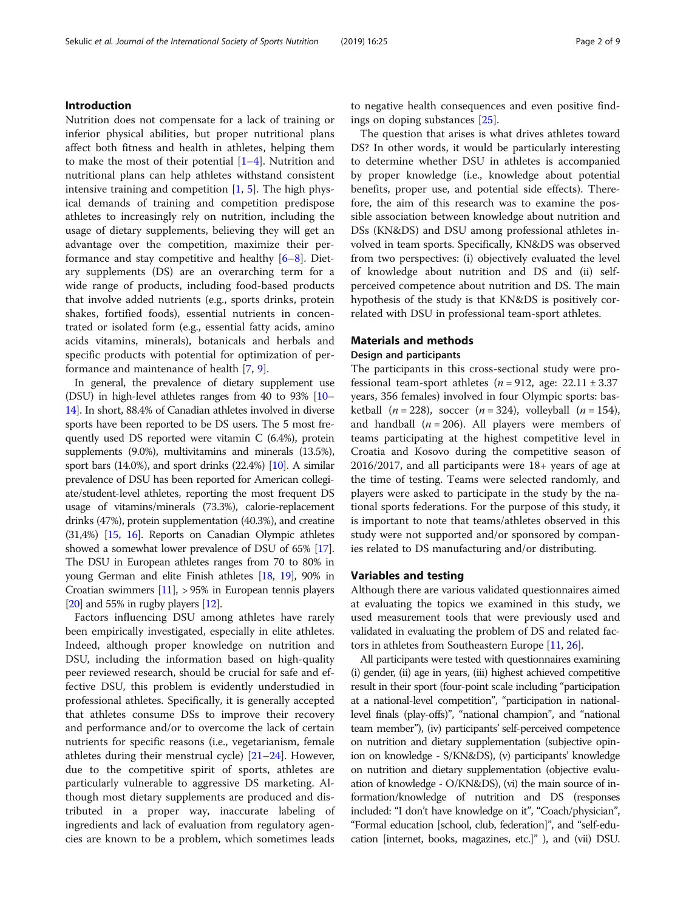## Introduction

Nutrition does not compensate for a lack of training or inferior physical abilities, but proper nutritional plans affect both fitness and health in athletes, helping them to make the most of their potential [1–4]. Nutrition and nutritional plans can help athletes withstand consistent intensive training and competition [1, 5]. The high physical demands of training and competition predispose athletes to increasingly rely on nutrition, including the usage of dietary supplements, believing they will get an advantage over the competition, maximize their performance and stay competitive and healthy [6–8]. Dietary supplements (DS) are an overarching term for a wide range of products, including food-based products that involve added nutrients (e.g., sports drinks, protein shakes, fortified foods), essential nutrients in concentrated or isolated form (e.g., essential fatty acids, amino acids vitamins, minerals), botanicals and herbals and specific products with potential for optimization of performance and maintenance of health [7, 9].

In general, the prevalence of dietary supplement use (DSU) in high-level athletes ranges from 40 to 93% [10–14]. In short, 88.4% of Canadian athletes involved in diverse sports have been reported to be DS users. The 5 most frequently used DS reported were vitamin C (6.4%), protein supplements (9.0%), multivitamins and minerals (13.5%), sport bars (14.0%), and sport drinks (22.4%) [10]. A similar prevalence of DSU has been reported for American collegiate/student-level athletes, reporting the most frequent DS usage of vitamins/minerals (73.3%), calorie-replacement drinks (47%), protein supplementation (40.3%), and creatine (31,4%) [15, 16]. Reports on Canadian Olympic athletes showed a somewhat lower prevalence of DSU of 65% [17]. The DSU in European athletes ranges from 70 to 80% in young German and elite Finish athletes [18, 19], 90% in Croatian swimmers [11], > 95% in European tennis players [20] and 55% in rugby players [12].

Factors influencing DSU among athletes have rarely been empirically investigated, especially in elite athletes. Indeed, although proper knowledge on nutrition and DSU, including the information based on high-quality peer reviewed research, should be crucial for safe and effective DSU, this problem is evidently understudied in professional athletes. Specifically, it is generally accepted that athletes consume DSs to improve their recovery and performance and/or to overcome the lack of certain nutrients for specific reasons (i.e., vegetarianism, female athletes during their menstrual cycle) [21–24]. However, due to the competitive spirit of sports, athletes are particularly vulnerable to aggressive DS marketing. Although most dietary supplements are produced and distributed in a proper way, inaccurate labeling of ingredients and lack of evaluation from regulatory agencies are known to be a problem, which sometimes leads to negative health consequences and even positive findings on doping substances [25].

The question that arises is what drives athletes toward DS? In other words, it would be particularly interesting to determine whether DSU in athletes is accompanied by proper knowledge (i.e., knowledge about potential benefits, proper use, and potential side effects). Therefore, the aim of this research was to examine the possible association between knowledge about nutrition and DSs (KN&DS) and DSU among professional athletes involved in team sports. Specifically, KN&DS was observed from two perspectives: (i) objectively evaluated the level of knowledge about nutrition and DS and (ii) self-perceived competence about nutrition and DS. The main hypothesis of the study is that KN&DS is positively correlated with DSU in professional team-sport athletes.

## Materials and methods

### Design and participants

The participants in this cross-sectional study were professional team-sport athletes ($n = 912$, age: $22.11 \pm 3.37$ years, 356 females) involved in four Olympic sports: basketball ($n = 228$), soccer ($n = 324$), volleyball ($n = 154$), and handball ($n = 206$). All players were members of teams participating at the highest competitive level in Croatia and Kosovo during the competitive season of 2016/2017, and all participants were 18+ years of age at the time of testing. Teams were selected randomly, and players were asked to participate in the study by the national sports federations. For the purpose of this study, it is important to note that teams/athletes observed in this study were not supported and/or sponsored by companies related to DS manufacturing and/or distributing.

## Variables and testing

Although there are various validated questionnaires aimed at evaluating the topics we examined in this study, we used measurement tools that were previously used and validated in evaluating the problem of DS and related factors in athletes from Southeastern Europe [11, 26].

All participants were tested with questionnaires examining (i) gender, (ii) age in years, (iii) highest achieved competitive result in their sport (four-point scale including "participation at a national-level competition", "participation in national-level finals (play-offs)", "national champion", and "national team member"), (iv) participants' self-perceived competence on nutrition and dietary supplementation (subjective opinion on knowledge - S/KN&DS), (v) participants' knowledge on nutrition and dietary supplementation (objective evaluation of knowledge - O/KN&DS), (vi) the main source of information/knowledge of nutrition and DS (responses included: "I don't have knowledge on it", "Coach/physician", "Formal education [school, club, federation]", and "self-education [internet, books, magazines, etc.]" ), and (vii) DSU.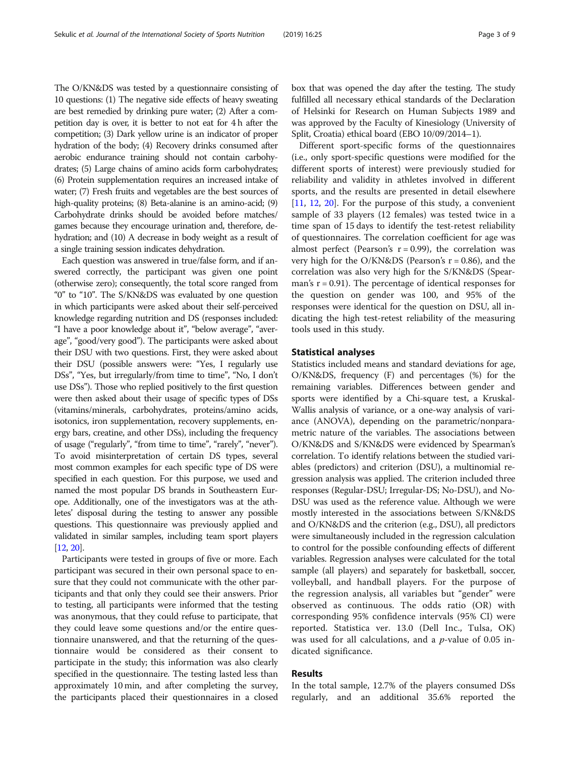The O/KN&DS was tested by a questionnaire consisting of 10 questions: (1) The negative side effects of heavy sweating are best remedied by drinking pure water; (2) After a competition day is over, it is better to not eat for 4 h after the competition; (3) Dark yellow urine is an indicator of proper hydration of the body; (4) Recovery drinks consumed after aerobic endurance training should not contain carbohydrates; (5) Large chains of amino acids form carbohydrates; (6) Protein supplementation requires an increased intake of water; (7) Fresh fruits and vegetables are the best sources of high-quality proteins; (8) Beta-alanine is an amino-acid; (9) Carbohydrate drinks should be avoided before matches/games because they encourage urination and, therefore, dehydration; and (10) A decrease in body weight as a result of a single training session indicates dehydration.

Each question was answered in true/false form, and if answered correctly, the participant was given one point (otherwise zero); consequently, the total score ranged from "0" to "10". The S/KN&DS was evaluated by one question in which participants were asked about their self-perceived knowledge regarding nutrition and DS (responses included: "I have a poor knowledge about it", "below average", "average", "good/very good"). The participants were asked about their DSU with two questions. First, they were asked about their DSU (possible answers were: "Yes, I regularly use DSs", "Yes, but irregularly/from time to time", "No, I don't use DSs"). Those who replied positively to the first question were then asked about their usage of specific types of DSs (vitamins/minerals, carbohydrates, proteins/amino acids, isotonics, iron supplementation, recovery supplements, energy bars, creatine, and other DSs), including the frequency of usage ("regularly", "from time to time", "rarely", "never"). To avoid misinterpretation of certain DS types, several most common examples for each specific type of DS were specified in each question. For this purpose, we used and named the most popular DS brands in Southeastern Europe. Additionally, one of the investigators was at the athletes' disposal during the testing to answer any possible questions. This questionnaire was previously applied and validated in similar samples, including team sport players [12, 20].

Participants were tested in groups of five or more. Each participant was secured in their own personal space to ensure that they could not communicate with the other participants and that only they could see their answers. Prior to testing, all participants were informed that the testing was anonymous, that they could refuse to participate, that they could leave some questions and/or the entire questionnaire unanswered, and that the returning of the questionnaire would be considered as their consent to participate in the study; this information was also clearly specified in the questionnaire. The testing lasted less than approximately 10 min, and after completing the survey, the participants placed their questionnaires in a closed box that was opened the day after the testing. The study fulfilled all necessary ethical standards of the Declaration of Helsinki for Research on Human Subjects 1989 and was approved by the Faculty of Kinesiology (University of Split, Croatia) ethical board (EBO 10/09/2014–1).

Different sport-specific forms of the questionnaires (i.e., only sport-specific questions were modified for the different sports of interest) were previously studied for reliability and validity in athletes involved in different sports, and the results are presented in detail elsewhere [11, 12, 20]. For the purpose of this study, a convenient sample of 33 players (12 females) was tested twice in a time span of 15 days to identify the test-retest reliability of questionnaires. The correlation coefficient for age was almost perfect (Pearson's $r = 0.99$), the correlation was very high for the O/KN&DS (Pearson's $r = 0.86$), and the correlation was also very high for the S/KN&DS (Spearman's $r = 0.91$). The percentage of identical responses for the question on gender was 100, and 95% of the responses were identical for the question on DSU, all indicating the high test-retest reliability of the measuring tools used in this study.

## Statistical analyses

Statistics included means and standard deviations for age, O/KN&DS, frequency (F) and percentages (%) for the remaining variables. Differences between gender and sports were identified by a Chi-square test, a Kruskal-Wallis analysis of variance, or a one-way analysis of variance (ANOVA), depending on the parametric/nonparametric nature of the variables. The associations between O/KN&DS and S/KN&DS were evidenced by Spearman's correlation. To identify relations between the studied variables (predictors) and criterion (DSU), a multinomial regression analysis was applied. The criterion included three responses (Regular-DSU; Irregular-DS; No-DSU), and No-DSU was used as the reference value. Although we were mostly interested in the associations between S/KN&DS and O/KN&DS and the criterion (e.g., DSU), all predictors were simultaneously included in the regression calculation to control for the possible confounding effects of different variables. Regression analyses were calculated for the total sample (all players) and separately for basketball, soccer, volleyball, and handball players. For the purpose of the regression analysis, all variables but "gender" were observed as continuous. The odds ratio (OR) with corresponding 95% confidence intervals (95% CI) were reported. Statistica ver. 13.0 (Dell Inc., Tulsa, OK) was used for all calculations, and a $p$-value of 0.05 indicated significance.

## Results

In the total sample, 12.7% of the players consumed DSs regularly, and an additional 35.6% reported the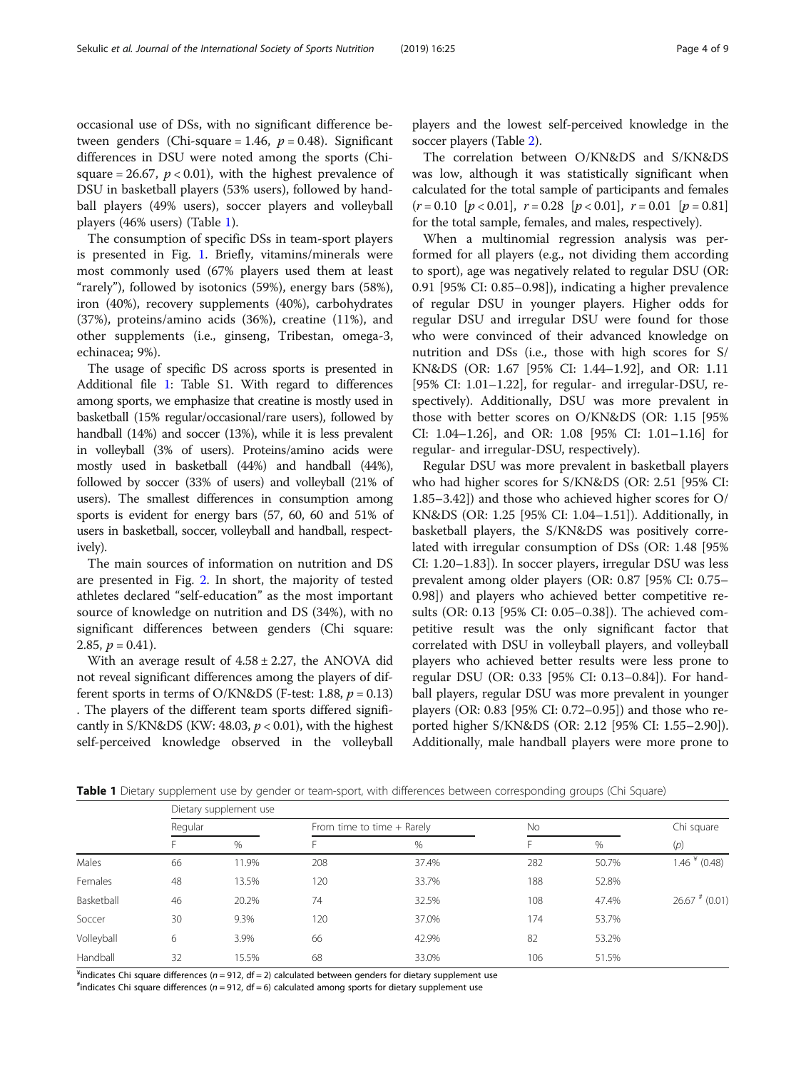occasional use of DSs, with no significant difference between genders (Chi-square = 1.46, $p = 0.48$). Significant differences in DSU were noted among the sports (Chi-square = 26.67, $p < 0.01$), with the highest prevalence of DSU in basketball players (53% users), followed by handball players (49% users), soccer players and volleyball players (46% users) (Table 1).

The consumption of specific DSs in team-sport players is presented in Fig. 1. Briefly, vitamins/minerals were most commonly used (67% players used them at least "rarely"), followed by isotonics (59%), energy bars (58%), iron (40%), recovery supplements (40%), carbohydrates (37%), proteins/amino acids (36%), creatine (11%), and other supplements (i.e., ginseng, Tribestan, omega-3, echinacea; 9%).

The usage of specific DS across sports is presented in Additional file 1: Table S1. With regard to differences among sports, we emphasize that creatine is mostly used in basketball (15% regular/occasional/rare users), followed by handball (14%) and soccer (13%), while it is less prevalent in volleyball (3% of users). Proteins/amino acids were mostly used in basketball (44%) and handball (44%), followed by soccer (33% of users) and volleyball (21% of users). The smallest differences in consumption among sports is evident for energy bars (57, 60, 60 and 51% of users in basketball, soccer, volleyball and handball, respectively).

The main sources of information on nutrition and DS are presented in Fig. 2. In short, the majority of tested athletes declared "self-education" as the most important source of knowledge on nutrition and DS (34%), with no significant differences between genders (Chi square: 2.85, $p = 0.41$).

With an average result of $4.58 \pm 2.27$, the ANOVA did not reveal significant differences among the players of different sports in terms of O/KN&DS (F-test: 1.88, $p = 0.13$). The players of the different team sports differed significantly in S/KN&DS (KW: 48.03, $p < 0.01$), with the highest self-perceived knowledge observed in the volleyball players and the lowest self-perceived knowledge in the soccer players (Table 2).

The correlation between O/KN&DS and S/KN&DS was low, although it was statistically significant when calculated for the total sample of participants and females ($r = 0.10$ [$p < 0.01$], $r = 0.28$ [$p < 0.01$], $r = 0.01$ [$p = 0.81$] for the total sample, females, and males, respectively).

When a multinomial regression analysis was performed for all players (e.g., not dividing them according to sport), age was negatively related to regular DSU (OR: 0.91 [95% CI: 0.85–0.98]), indicating a higher prevalence of regular DSU in younger players. Higher odds for regular DSU and irregular DSU were found for those who were convinced of their advanced knowledge on nutrition and DSs (i.e., those with high scores for S/KN&DS (OR: 1.67 [95% CI: 1.44–1.92], and OR: 1.11 [95% CI: 1.01–1.22], for regular- and irregular-DSU, respectively). Additionally, DSU was more prevalent in those with better scores on O/KN&DS (OR: 1.15 [95% CI: 1.04–1.26], and OR: 1.08 [95% CI: 1.01–1.16] for regular- and irregular-DSU, respectively).

Regular DSU was more prevalent in basketball players who had higher scores for S/KN&DS (OR: 2.51 [95% CI: 1.85–3.42]) and those who achieved higher scores for O/KN&DS (OR: 1.25 [95% CI: 1.04–1.51]). Additionally, in basketball players, the S/KN&DS was positively correlated with irregular consumption of DSs (OR: 1.48 [95% CI: 1.20–1.83]). In soccer players, irregular DSU was less prevalent among older players (OR: 0.87 [95% CI: 0.75–0.98]) and players who achieved better competitive results (OR: 0.13 [95% CI: 0.05–0.38]). The achieved competitive result was the only significant factor that correlated with DSU in volleyball players, and volleyball players who achieved better results were less prone to regular DSU (OR: 0.33 [95% CI: 0.13–0.84]). For handball players, regular DSU was more prevalent in younger players (OR: 0.83 [95% CI: 0.72–0.95]) and those who reported higher S/KN&DS (OR: 2.12 [95% CI: 1.55–2.90]). Additionally, male handball players were more prone to

**Table 1** Dietary supplement use by gender or team-sport, with differences between corresponding groups (Chi Square)

| | Dietary supplement use | | | | | | |
|---|---|---|---|---|---|---|---|
| | Regular | | From time to time + Rarely | | No | | Chi square |
| | F | % | F | % | F | % | (p) |
| Males | 66 | 11.9% | 208 | 37.4% | 282 | 50.7% | 1.46 ¥ (0.48) |
| Females | 48 | 13.5% | 120 | 33.7% | 188 | 52.8% | |
| Basketball | 46 | 20.2% | 74 | 32.5% | 108 | 47.4% | 26.67 # (0.01) |
| Soccer | 30 | 9.3% | 120 | 37.0% | 174 | 53.7% | |
| Volleyball | 6 | 3.9% | 66 | 42.9% | 82 | 53.2% | |
| Handball | 32 | 15.5% | 68 | 33.0% | 106 | 51.5% | |

¥indicates Chi square differences ($n = 912$, df = 2) calculated between genders for dietary supplement use
#indicates Chi square differences ($n = 912$, df = 6) calculated among sports for dietary supplement use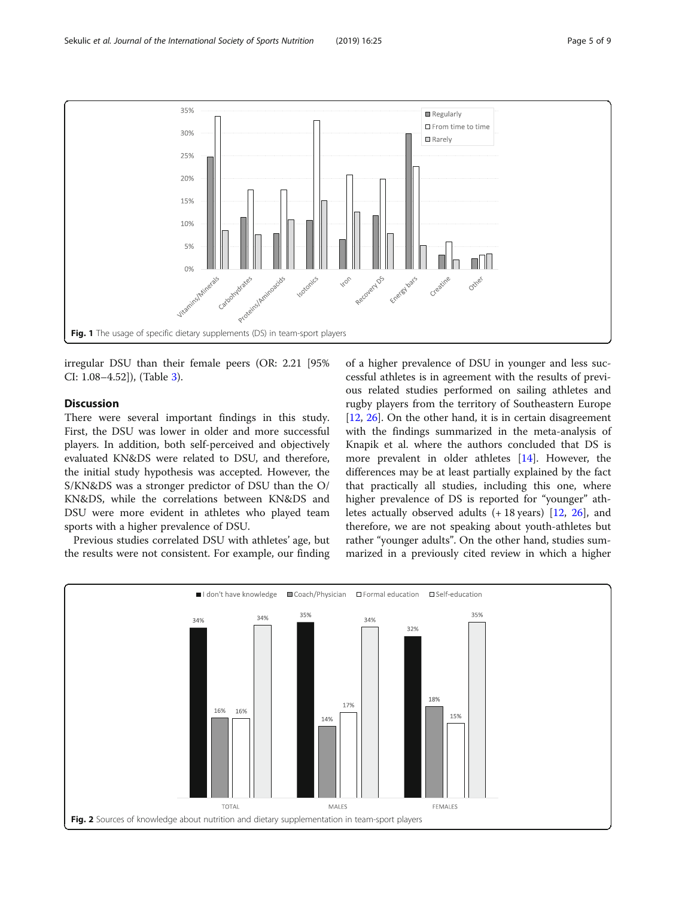Fig. 1 The usage of specific dietary supplements (DS) in team-sport players

irregular DSU than their female peers (OR: 2.21 [95% CI: 1.08–4.52]), (Table 3).

## Discussion

There were several important findings in this study. First, the DSU was lower in older and more successful players. In addition, both self-perceived and objectively evaluated KN&DS were related to DSU, and therefore, the initial study hypothesis was accepted. However, the S/KN&DS was a stronger predictor of DSU than the O/KN&DS, while the correlations between KN&DS and DSU were more evident in athletes who played team sports with a higher prevalence of DSU.

Previous studies correlated DSU with athletes' age, but the results were not consistent. For example, our finding of a higher prevalence of DSU in younger and less successful athletes is in agreement with the results of previous related studies performed on sailing athletes and rugby players from the territory of Southeastern Europe [12, 26]. On the other hand, it is in certain disagreement with the findings summarized in the meta-analysis of Knapik et al. where the authors concluded that DS is more prevalent in older athletes [14]. However, the differences may be at least partially explained by the fact that practically all studies, including this one, where higher prevalence of DS is reported for "younger" athletes actually observed adults (+ 18 years) [12, 26], and therefore, we are not speaking about youth-athletes but rather "younger adults". On the other hand, studies summarized in a previously cited review in which a higher

Fig. 2 Sources of knowledge about nutrition and dietary supplementation in team-sport players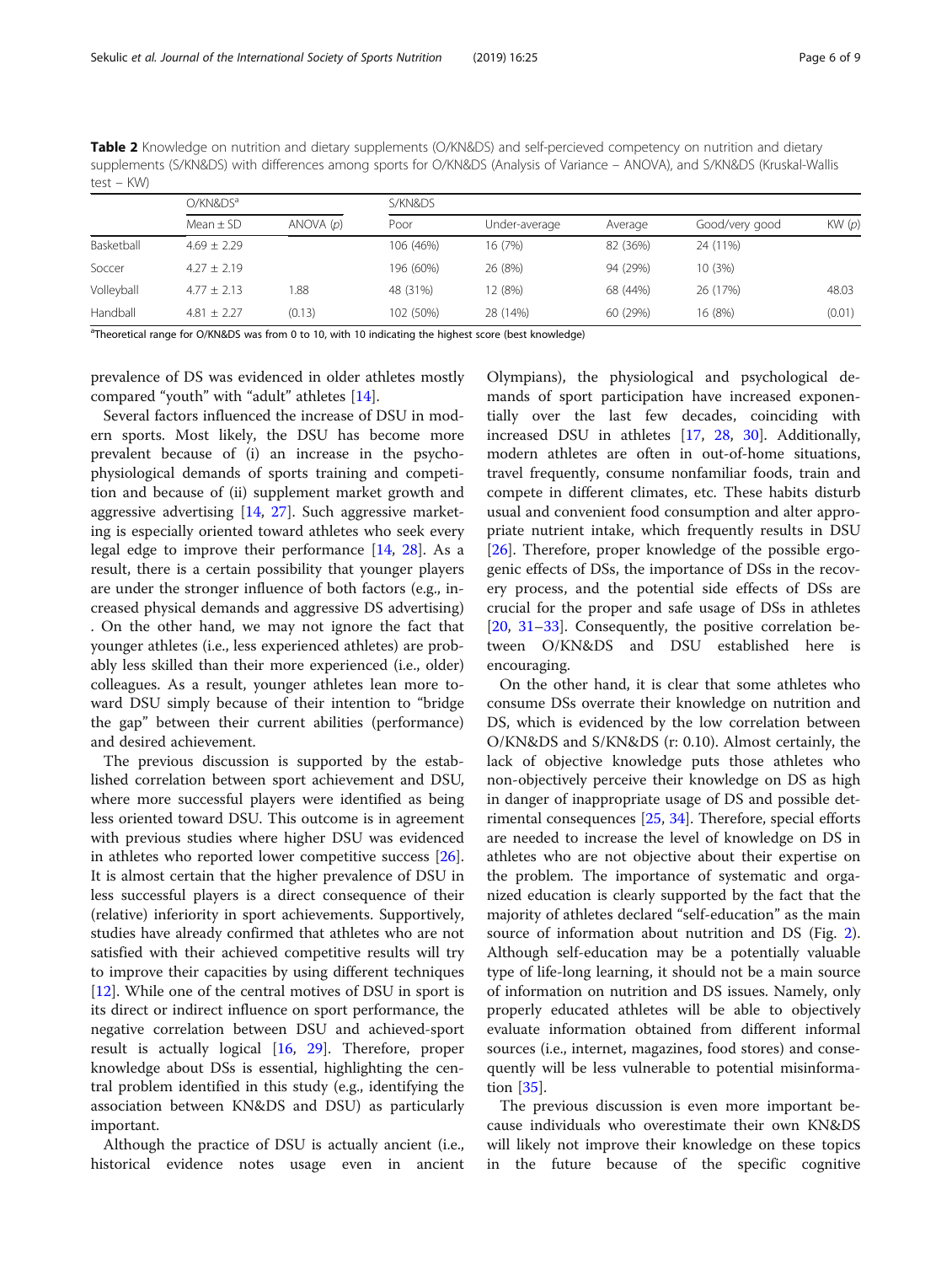**Table 2** Knowledge on nutrition and dietary supplements (O/KN&DS) and self-percieved competency on nutrition and dietary supplements (S/KN&DS) with differences among sports for O/KN&DS (Analysis of Variance – ANOVA), and S/KN&DS (Kruskal-Wallis test – KW)

| | O/KN&DS[a] | | S/KN&DS | | | | |
|---|---|---|---|---|---|---|---|
| | Mean ± SD | ANOVA (*p*) | Poor | Under-average | Average | Good/very good | KW (*p*) |
| Basketball | 4.69 ± 2.29 | | 106 (46%) | 16 (7%) | 82 (36%) | 24 (11%) | |
| Soccer | 4.27 ± 2.19 | | 196 (60%) | 26 (8%) | 94 (29%) | 10 (3%) | |
| Volleyball | 4.77 ± 2.13 | 1.88 | 48 (31%) | 12 (8%) | 68 (44%) | 26 (17%) | 48.03 |
| Handball | 4.81 ± 2.27 | (0.13) | 102 (50%) | 28 (14%) | 60 (29%) | 16 (8%) | (0.01) |

[a]Theoretical range for O/KN&DS was from 0 to 10, with 10 indicating the highest score (best knowledge)

prevalence of DS was evidenced in older athletes mostly compared "youth" with "adult" athletes [14].

Several factors influenced the increase of DSU in modern sports. Most likely, the DSU has become more prevalent because of (i) an increase in the psycho-physiological demands of sports training and competition and because of (ii) supplement market growth and aggressive advertising [14, 27]. Such aggressive marketing is especially oriented toward athletes who seek every legal edge to improve their performance [14, 28]. As a result, there is a certain possibility that younger players are under the stronger influence of both factors (e.g., increased physical demands and aggressive DS advertising) . On the other hand, we may not ignore the fact that younger athletes (i.e., less experienced athletes) are probably less skilled than their more experienced (i.e., older) colleagues. As a result, younger athletes lean more toward DSU simply because of their intention to "bridge the gap" between their current abilities (performance) and desired achievement.

The previous discussion is supported by the established correlation between sport achievement and DSU, where more successful players were identified as being less oriented toward DSU. This outcome is in agreement with previous studies where higher DSU was evidenced in athletes who reported lower competitive success [26]. It is almost certain that the higher prevalence of DSU in less successful players is a direct consequence of their (relative) inferiority in sport achievements. Supportively, studies have already confirmed that athletes who are not satisfied with their achieved competitive results will try to improve their capacities by using different techniques [12]. While one of the central motives of DSU in sport is its direct or indirect influence on sport performance, the negative correlation between DSU and achieved-sport result is actually logical [16, 29]. Therefore, proper knowledge about DSs is essential, highlighting the central problem identified in this study (e.g., identifying the association between KN&DS and DSU) as particularly important.

Although the practice of DSU is actually ancient (i.e., historical evidence notes usage even in ancient Olympians), the physiological and psychological demands of sport participation have increased exponentially over the last few decades, coinciding with increased DSU in athletes [17, 28, 30]. Additionally, modern athletes are often in out-of-home situations, travel frequently, consume nonfamiliar foods, train and compete in different climates, etc. These habits disturb usual and convenient food consumption and alter appropriate nutrient intake, which frequently results in DSU [26]. Therefore, proper knowledge of the possible ergogenic effects of DSs, the importance of DSs in the recovery process, and the potential side effects of DSs are crucial for the proper and safe usage of DSs in athletes [20, 31–33]. Consequently, the positive correlation between O/KN&DS and DSU established here is encouraging.

On the other hand, it is clear that some athletes who consume DSs overrate their knowledge on nutrition and DS, which is evidenced by the low correlation between O/KN&DS and S/KN&DS (r: 0.10). Almost certainly, the lack of objective knowledge puts those athletes who non-objectively perceive their knowledge on DS as high in danger of inappropriate usage of DS and possible detrimental consequences [25, 34]. Therefore, special efforts are needed to increase the level of knowledge on DS in athletes who are not objective about their expertise on the problem. The importance of systematic and organized education is clearly supported by the fact that the majority of athletes declared "self-education" as the main source of information about nutrition and DS (Fig. 2). Although self-education may be a potentially valuable type of life-long learning, it should not be a main source of information on nutrition and DS issues. Namely, only properly educated athletes will be able to objectively evaluate information obtained from different informal sources (i.e., internet, magazines, food stores) and consequently will be less vulnerable to potential misinformation [35].

The previous discussion is even more important because individuals who overestimate their own KN&DS will likely not improve their knowledge on these topics in the future because of the specific cognitive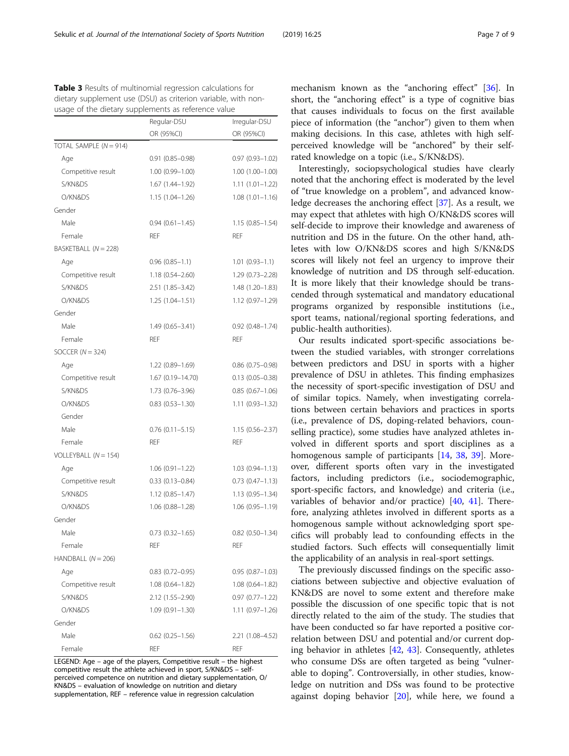**Table 3** Results of multinomial regression calculations for dietary supplement use (DSU) as criterion variable, with non-usage of the dietary supplements as reference value

| | Regular-DSU | Irregular-DSU |
|---|---|---|
| | OR (95%CI) | OR (95%CI) |
| TOTAL SAMPLE (*N* = 914) | | |
| Age | 0.91 (0.85–0.98) | 0.97 (0.93–1.02) |
| Competitive result | 1.00 (0.99–1.00) | 1.00 (1.00–1.00) |
| S/KN&DS | 1.67 (1.44–1.92) | 1.11 (1.01–1.22) |
| O/KN&DS | 1.15 (1.04–1.26) | 1.08 (1.01–1.16) |
| Gender | | |
| Male | 0.94 (0.61–1.45) | 1.15 (0.85–1.54) |
| Female | REF | REF |
| BASKETBALL (*N* = 228) | | |
| Age | 0.96 (0.85–1.1) | 1.01 (0.93–1.1) |
| Competitive result | 1.18 (0.54–2.60) | 1.29 (0.73–2.28) |
| S/KN&DS | 2.51 (1.85–3.42) | 1.48 (1.20–1.83) |
| O/KN&DS | 1.25 (1.04–1.51) | 1.12 (0.97–1.29) |
| Gender | | |
| Male | 1.49 (0.65–3.41) | 0.92 (0.48–1.74) |
| Female | REF | REF |
| SOCCER (*N* = 324) | | |
| Age | 1.22 (0.89–1.69) | 0.86 (0.75–0.98) |
| Competitive result | 1.67 (0.19–14.70) | 0.13 (0.05–0.38) |
| S/KN&DS | 1.73 (0.76–3.96) | 0.85 (0.67–1.06) |
| O/KN&DS | 0.83 (0.53–1.30) | 1.11 (0.93–1.32) |
| Gender | | |
| Male | 0.76 (0.11–5.15) | 1.15 (0.56–2.37) |
| Female | REF | REF |
| VOLLEYBALL (*N* = 154) | | |
| Age | 1.06 (0.91–1.22) | 1.03 (0.94–1.13) |
| Competitive result | 0.33 (0.13–0.84) | 0.73 (0.47–1.13) |
| S/KN&DS | 1.12 (0.85–1.47) | 1.13 (0.95–1.34) |
| O/KN&DS | 1.06 (0.88–1.28) | 1.06 (0.95–1.19) |
| Gender | | |
| Male | 0.73 (0.32–1.65) | 0.82 (0.50–1.34) |
| Female | REF | REF |
| HANDBALL (*N* = 206) | | |
| Age | 0.83 (0.72–0.95) | 0.95 (0.87–1.03) |
| Competitive result | 1.08 (0.64–1.82) | 1.08 (0.64–1.82) |
| S/KN&DS | 2.12 (1.55–2.90) | 0.97 (0.77–1.22) |
| O/KN&DS | 1.09 (0.91–1.30) | 1.11 (0.97–1.26) |
| Gender | | |
| Male | 0.62 (0.25–1.56) | 2.21 (1.08–4.52) |
| Female | REF | REF |

LEGEND: Age – age of the players, Competitive result – the highest competitive result the athlete achieved in sport, S/KN&DS – self-perceived competence on nutrition and dietary supplementation, O/KN&DS – evaluation of knowledge on nutrition and dietary supplementation, REF – reference value in regression calculation

mechanism known as the "anchoring effect" [36]. In short, the "anchoring effect" is a type of cognitive bias that causes individuals to focus on the first available piece of information (the "anchor") given to them when making decisions. In this case, athletes with high self-perceived knowledge will be "anchored" by their self-rated knowledge on a topic (i.e., S/KN&DS).

Interestingly, sociopsychological studies have clearly noted that the anchoring effect is moderated by the level of "true knowledge on a problem", and advanced knowledge decreases the anchoring effect [37]. As a result, we may expect that athletes with high O/KN&DS scores will self-decide to improve their knowledge and awareness of nutrition and DS in the future. On the other hand, athletes with low O/KN&DS scores and high S/KN&DS scores will likely not feel an urgency to improve their knowledge of nutrition and DS through self-education. It is more likely that their knowledge should be transcended through systematical and mandatory educational programs organized by responsible institutions (i.e., sport teams, national/regional sporting federations, and public-health authorities).

Our results indicated sport-specific associations between the studied variables, with stronger correlations between predictors and DSU in sports with a higher prevalence of DSU in athletes. This finding emphasizes the necessity of sport-specific investigation of DSU and of similar topics. Namely, when investigating correlations between certain behaviors and practices in sports (i.e., prevalence of DS, doping-related behaviors, counselling practice), some studies have analyzed athletes involved in different sports and sport disciplines as a homogenous sample of participants [14, 38, 39]. Moreover, different sports often vary in the investigated factors, including predictors (i.e., sociodemographic, sport-specific factors, and knowledge) and criteria (i.e., variables of behavior and/or practice) [40, 41]. Therefore, analyzing athletes involved in different sports as a homogenous sample without acknowledging sport specifics will probably lead to confounding effects in the studied factors. Such effects will consequentially limit the applicability of an analysis in real-sport settings.

The previously discussed findings on the specific associations between subjective and objective evaluation of KN&DS are novel to some extent and therefore make possible the discussion of one specific topic that is not directly related to the aim of the study. The studies that have been conducted so far have reported a positive correlation between DSU and potential and/or current doping behavior in athletes [42, 43]. Consequently, athletes who consume DSs are often targeted as being "vulnerable to doping". Controversially, in other studies, knowledge on nutrition and DSs was found to be protective against doping behavior [20], while here, we found a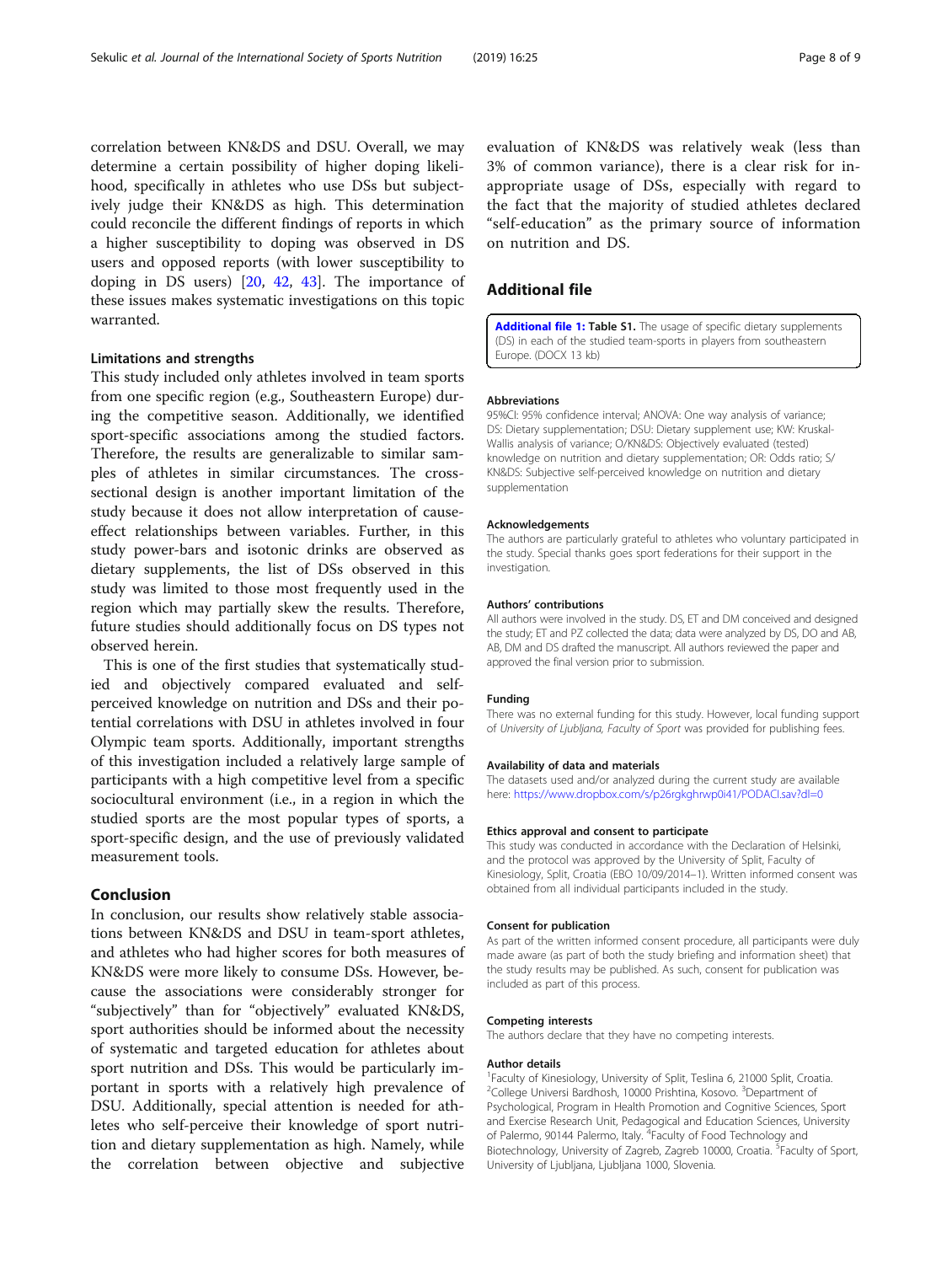correlation between KN&DS and DSU. Overall, we may determine a certain possibility of higher doping likelihood, specifically in athletes who use DSs but subjectively judge their KN&DS as high. This determination could reconcile the different findings of reports in which a higher susceptibility to doping was observed in DS users and opposed reports (with lower susceptibility to doping in DS users) [20, 42, 43]. The importance of these issues makes systematic investigations on this topic warranted.

### Limitations and strengths

This study included only athletes involved in team sports from one specific region (e.g., Southeastern Europe) during the competitive season. Additionally, we identified sport-specific associations among the studied factors. Therefore, the results are generalizable to similar samples of athletes in similar circumstances. The cross-sectional design is another important limitation of the study because it does not allow interpretation of cause-effect relationships between variables. Further, in this study power-bars and isotonic drinks are observed as dietary supplements, the list of DSs observed in this study was limited to those most frequently used in the region which may partially skew the results. Therefore, future studies should additionally focus on DS types not observed herein.

This is one of the first studies that systematically studied and objectively compared evaluated and self-perceived knowledge on nutrition and DSs and their potential correlations with DSU in athletes involved in four Olympic team sports. Additionally, important strengths of this investigation included a relatively large sample of participants with a high competitive level from a specific sociocultural environment (i.e., in a region in which the studied sports are the most popular types of sports, a sport-specific design, and the use of previously validated measurement tools.

## Conclusion

In conclusion, our results show relatively stable associations between KN&DS and DSU in team-sport athletes, and athletes who had higher scores for both measures of KN&DS were more likely to consume DSs. However, because the associations were considerably stronger for "subjectively" than for "objectively" evaluated KN&DS, sport authorities should be informed about the necessity of systematic and targeted education for athletes about sport nutrition and DSs. This would be particularly important in sports with a relatively high prevalence of DSU. Additionally, special attention is needed for athletes who self-perceive their knowledge of sport nutrition and dietary supplementation as high. Namely, while the correlation between objective and subjective evaluation of KN&DS was relatively weak (less than 3% of common variance), there is a clear risk for inappropriate usage of DSs, especially with regard to the fact that the majority of studied athletes declared "self-education" as the primary source of information on nutrition and DS.

## Additional file

**Additional file 1: Table S1.** The usage of specific dietary supplements (DS) in each of the studied team-sports in players from southeastern Europe. (DOCX 13 kb)

#### Abbreviations

95%CI: 95% confidence interval; ANOVA: One way analysis of variance; DS: Dietary supplementation; DSU: Dietary supplement use; KW: Kruskal-Wallis analysis of variance; O/KN&DS: Objectively evaluated (tested) knowledge on nutrition and dietary supplementation; OR: Odds ratio; S/KN&DS: Subjective self-perceived knowledge on nutrition and dietary supplementation

#### Acknowledgements

The authors are particularly grateful to athletes who voluntary participated in the study. Special thanks goes sport federations for their support in the investigation.

#### Authors' contributions

All authors were involved in the study. DS, ET and DM conceived and designed the study; ET and PZ collected the data; data were analyzed by DS, DO and AB, AB, DM and DS drafted the manuscript. All authors reviewed the paper and approved the final version prior to submission.

#### Funding

There was no external funding for this study. However, local funding support of *University of Ljubljana, Faculty of Sport* was provided for publishing fees.

#### Availability of data and materials

The datasets used and/or analyzed during the current study are available here: https://www.dropbox.com/s/p26rgkghrwp0i41/PODACI.sav?dl=0

#### Ethics approval and consent to participate

This study was conducted in accordance with the Declaration of Helsinki, and the protocol was approved by the University of Split, Faculty of Kinesiology, Split, Croatia (EBO 10/09/2014–1). Written informed consent was obtained from all individual participants included in the study.

#### Consent for publication

As part of the written informed consent procedure, all participants were duly made aware (as part of both the study briefing and information sheet) that the study results may be published. As such, consent for publication was included as part of this process.

#### Competing interests

The authors declare that they have no competing interests.

#### Author details

[1]Faculty of Kinesiology, University of Split, Teslina 6, 21000 Split, Croatia. [2]College Universi Bardhosh, 10000 Prishtina, Kosovo. [3]Department of Psychological, Program in Health Promotion and Cognitive Sciences, Sport and Exercise Research Unit, Pedagogical and Education Sciences, University of Palermo, 90144 Palermo, Italy. [4]Faculty of Food Technology and Biotechnology, University of Zagreb, Zagreb 10000, Croatia. [5]Faculty of Sport, University of Ljubljana, Ljubljana 1000, Slovenia.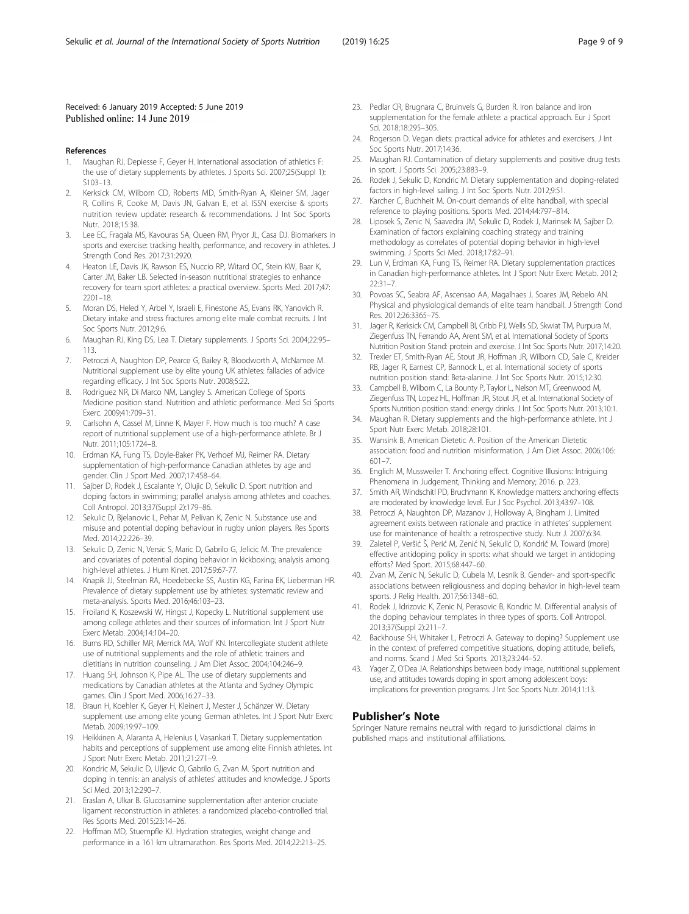Received: 6 January 2019 Accepted: 5 June 2019
Published online: 14 June 2019

## References

1. Maughan RJ, Depiesse F, Geyer H. International association of athletics F: the use of dietary supplements by athletes. J Sports Sci. 2007;25(Suppl 1): S103–13.
2. Kerksick CM, Wilborn CD, Roberts MD, Smith-Ryan A, Kleiner SM, Jager R, Collins R, Cooke M, Davis JN, Galvan E, et al. ISSN exercise & sports nutrition review update: research & recommendations. J Int Soc Sports Nutr. 2018;15:38.
3. Lee EC, Fragala MS, Kavouras SA, Queen RM, Pryor JL, Casa DJ. Biomarkers in sports and exercise: tracking health, performance, and recovery in athletes. J Strength Cond Res. 2017;31:2920.
4. Heaton LE, Davis JK, Rawson ES, Nuccio RP, Witard OC, Stein KW, Baar K, Carter JM, Baker LB. Selected in-season nutritional strategies to enhance recovery for team sport athletes: a practical overview. Sports Med. 2017;47: 2201–18.
5. Moran DS, Heled Y, Arbel Y, Israeli E, Finestone AS, Evans RK, Yanovich R. Dietary intake and stress fractures among elite male combat recruits. J Int Soc Sports Nutr. 2012;9:6.
6. Maughan RJ, King DS, Lea T. Dietary supplements. J Sports Sci. 2004;22:95–113.
7. Petroczi A, Naughton DP, Pearce G, Bailey R, Bloodworth A, McNamee M. Nutritional supplement use by elite young UK athletes: fallacies of advice regarding efficacy. J Int Soc Sports Nutr. 2008;5:22.
8. Rodriguez NR, Di Marco NM, Langley S. American College of Sports Medicine position stand. Nutrition and athletic performance. Med Sci Sports Exerc. 2009;41:709–31.
9. Carlsohn A, Cassel M, Linne K, Mayer F. How much is too much? A case report of nutritional supplement use of a high-performance athlete. Br J Nutr. 2011;105:1724–8.
10. Erdman KA, Fung TS, Doyle-Baker PK, Verhoef MJ, Reimer RA. Dietary supplementation of high-performance Canadian athletes by age and gender. Clin J Sport Med. 2007;17:458–64.
11. Sajber D, Rodek J, Escalante Y, Olujic D, Sekulic D. Sport nutrition and doping factors in swimming; parallel analysis among athletes and coaches. Coll Antropol. 2013;37(Suppl 2):179–86.
12. Sekulic D, Bjelanovic L, Pehar M, Pelivan K, Zenic N. Substance use and misuse and potential doping behaviour in rugby union players. Res Sports Med. 2014;22:226–39.
13. Sekulic D, Zenic N, Versic S, Maric D, Gabrilo G, Jelicic M. The prevalence and covariates of potential doping behavior in kickboxing; analysis among high-level athletes. J Hum Kinet. 2017;59:67-77.
14. Knapik JJ, Steelman RA, Hoedebecke SS, Austin KG, Farina EK, Lieberman HR. Prevalence of dietary supplement use by athletes: systematic review and meta-analysis. Sports Med. 2016;46:103–23.
15. Froiland K, Koszewski W, Hingst J, Kopecky L. Nutritional supplement use among college athletes and their sources of information. Int J Sport Nutr Exerc Metab. 2004;14:104–20.
16. Burns RD, Schiller MR, Merrick MA, Wolf KN. Intercollegiate student athlete use of nutritional supplements and the role of athletic trainers and dietitians in nutrition counseling. J Am Diet Assoc. 2004;104:246–9.
17. Huang SH, Johnson K, Pipe AL. The use of dietary supplements and medications by Canadian athletes at the Atlanta and Sydney Olympic games. Clin J Sport Med. 2006;16:27–33.
18. Braun H, Koehler K, Geyer H, Kleinert J, Mester J, Schänzer W. Dietary supplement use among elite young German athletes. Int J Sport Nutr Exerc Metab. 2009;19:97–109.
19. Heikkinen A, Alaranta A, Helenius I, Vasankari T. Dietary supplementation habits and perceptions of supplement use among elite Finnish athletes. Int J Sport Nutr Exerc Metab. 2011;21:271–9.
20. Kondric M, Sekulic D, Uljevic O, Gabrilo G, Zvan M. Sport nutrition and doping in tennis: an analysis of athletes' attitudes and knowledge. J Sports Sci Med. 2013;12:290–7.
21. Eraslan A, Ulkar B. Glucosamine supplementation after anterior cruciate ligament reconstruction in athletes: a randomized placebo-controlled trial. Res Sports Med. 2015;23:14–26.
22. Hoffman MD, Stuempfle KJ. Hydration strategies, weight change and performance in a 161 km ultramarathon. Res Sports Med. 2014;22:213–25.
23. Pedlar CR, Brugnara C, Bruinvels G, Burden R. Iron balance and iron supplementation for the female athlete: a practical approach. Eur J Sport Sci. 2018;18:295–305.
24. Rogerson D. Vegan diets: practical advice for athletes and exercisers. J Int Soc Sports Nutr. 2017;14:36.
25. Maughan RJ. Contamination of dietary supplements and positive drug tests in sport. J Sports Sci. 2005;23:883–9.
26. Rodek J, Sekulic D, Kondric M. Dietary supplementation and doping-related factors in high-level sailing. J Int Soc Sports Nutr. 2012;9:51.
27. Karcher C, Buchheit M. On-court demands of elite handball, with special reference to playing positions. Sports Med. 2014;44:797–814.
28. Liposek S, Zenic N, Saavedra JM, Sekulic D, Rodek J, Marinsek M, Sajber D. Examination of factors explaining coaching strategy and training methodology as correlates of potential doping behavior in high-level swimming. J Sports Sci Med. 2018;17:82–91.
29. Lun V, Erdman KA, Fung TS, Reimer RA. Dietary supplementation practices in Canadian high-performance athletes. Int J Sport Nutr Exerc Metab. 2012; 22:31–7.
30. Povoas SC, Seabra AF, Ascensao AA, Magalhaes J, Soares JM, Rebelo AN. Physical and physiological demands of elite team handball. J Strength Cond Res. 2012;26:3365–75.
31. Jager R, Kerksick CM, Campbell BI, Cribb PJ, Wells SD, Skwiat TM, Purpura M, Ziegenfuss TN, Ferrando AA, Arent SM, et al. International Society of Sports Nutrition Position Stand: protein and exercise. J Int Soc Sports Nutr. 2017;14:20.
32. Trexler ET, Smith-Ryan AE, Stout JR, Hoffman JR, Wilborn CD, Sale C, Kreider RB, Jager R, Earnest CP, Bannock L, et al. International society of sports nutrition position stand: Beta-alanine. J Int Soc Sports Nutr. 2015;12:30.
33. Campbell B, Wilborn C, La Bounty P, Taylor L, Nelson MT, Greenwood M, Ziegenfuss TN, Lopez HL, Hoffman JR, Stout JR, et al. International Society of Sports Nutrition position stand: energy drinks. J Int Soc Sports Nutr. 2013;10:1.
34. Maughan R. Dietary supplements and the high-performance athlete. Int J Sport Nutr Exerc Metab. 2018;28:101.
35. Wansink B, American Dietetic A. Position of the American Dietetic association: food and nutrition misinformation. J Am Diet Assoc. 2006;106: 601–7.
36. Englich M, Mussweiler T. Anchoring effect. Cognitive Illusions: Intriguing Phenomena in Judgement, Thinking and Memory; 2016. p. 223.
37. Smith AR, Windschitl PD, Bruchmann K. Knowledge matters: anchoring effects are moderated by knowledge level. Eur J Soc Psychol. 2013;43:97–108.
38. Petroczi A, Naughton DP, Mazanov J, Holloway A, Bingham J. Limited agreement exists between rationale and practice in athletes' supplement use for maintenance of health: a retrospective study. Nutr J. 2007;6:34.
39. Zaletel P, Veršić Š, Perić M, Zenić N, Sekulić D, Kondrič M. Toward (more) effective antidoping policy in sports: what should we target in antidoping efforts? Med Sport. 2015;68:447–60.
40. Zvan M, Zenic N, Sekulic D, Cubela M, Lesnik B. Gender- and sport-specific associations between religiousness and doping behavior in high-level team sports. J Relig Health. 2017;56:1348–60.
41. Rodek J, Idrizovic K, Zenic N, Perasovic B, Kondric M. Differential analysis of the doping behaviour templates in three types of sports. Coll Antropol. 2013;37(Suppl 2):211–7.
42. Backhouse SH, Whitaker L, Petroczi A. Gateway to doping? Supplement use in the context of preferred competitive situations, doping attitude, beliefs, and norms. Scand J Med Sci Sports. 2013;23:244–52.
43. Yager Z, O'Dea JA. Relationships between body image, nutritional supplement use, and attitudes towards doping in sport among adolescent boys: implications for prevention programs. J Int Soc Sports Nutr. 2014;11:13.

## Publisher's Note

Springer Nature remains neutral with regard to jurisdictional claims in published maps and institutional affiliations.